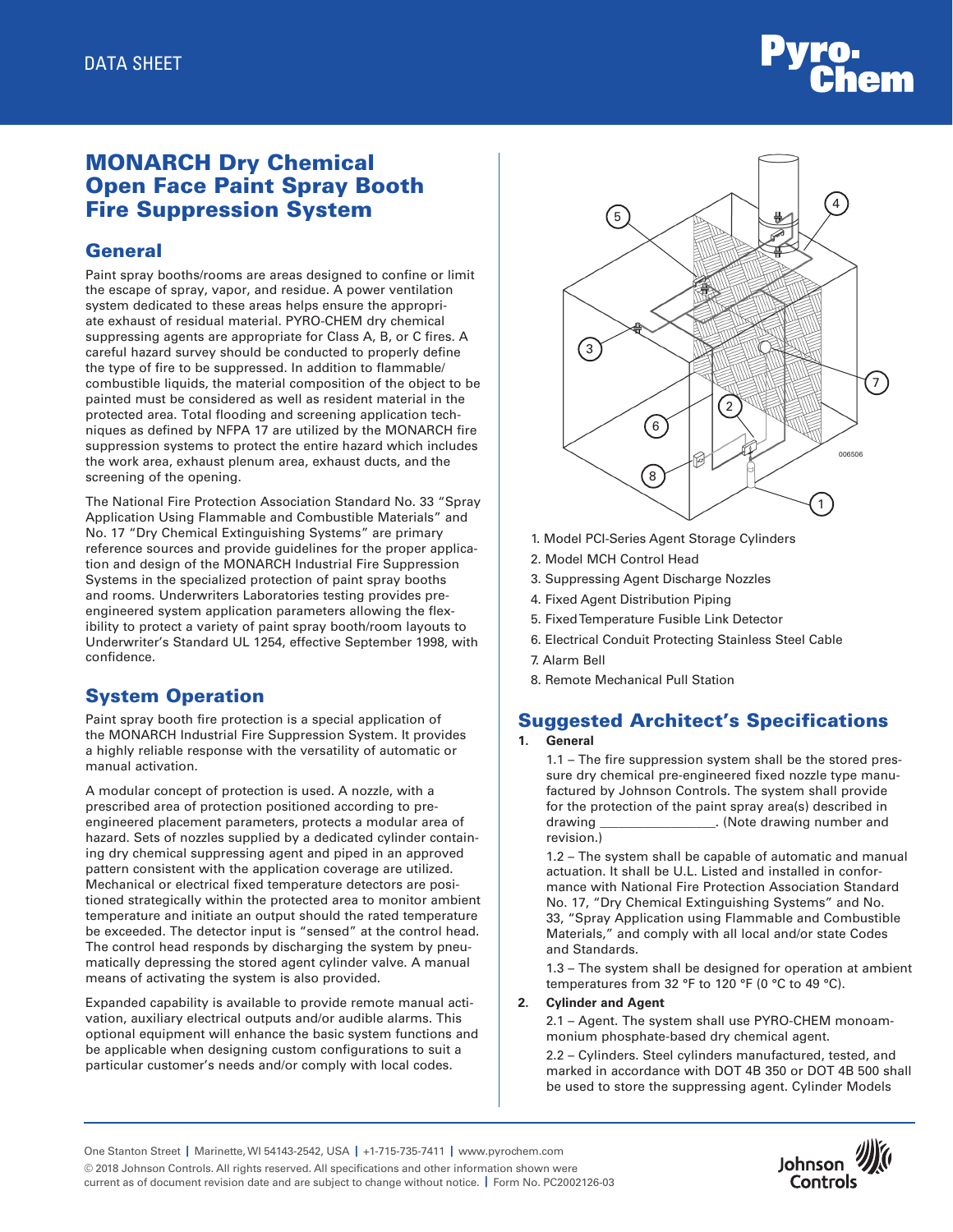DATA SHEET

# MONARCH Dry Chemical Open Face Paint Spray Booth Fire Suppression System

## General

Paint spray booths/rooms are areas designed to confine or limit the escape of spray, vapor, and residue. A power ventilation system dedicated to these areas helps ensure the appropriate exhaust of residual material. PYRO-CHEM dry chemical suppressing agents are appropriate for Class A, B, or C fires. A careful hazard survey should be conducted to properly define the type of fire to be suppressed. In addition to flammable/combustible liquids, the material composition of the object to be painted must be considered as well as resident material in the protected area. Total flooding and screening application techniques as defined by NFPA 17 are utilized by the MONARCH fire suppression systems to protect the entire hazard which includes the work area, exhaust plenum area, exhaust ducts, and the screening of the opening.

The National Fire Protection Association Standard No. 33 "Spray Application Using Flammable and Combustible Materials" and No. 17 "Dry Chemical Extinguishing Systems" are primary reference sources and provide guidelines for the proper application and design of the MONARCH Industrial Fire Suppression Systems in the specialized protection of paint spray booths and rooms. Underwriters Laboratories testing provides pre-engineered system application parameters allowing the flexibility to protect a variety of paint spray booth/room layouts to Underwriter's Standard UL 1254, effective September 1998, with confidence.

## System Operation

Paint spray booth fire protection is a special application of the MONARCH Industrial Fire Suppression System. It provides a highly reliable response with the versatility of automatic or manual activation.

A modular concept of protection is used. A nozzle, with a prescribed area of protection positioned according to pre-engineered placement parameters, protects a modular area of hazard. Sets of nozzles supplied by a dedicated cylinder containing dry chemical suppressing agent and piped in an approved pattern consistent with the application coverage are utilized. Mechanical or electrical fixed temperature detectors are positioned strategically within the protected area to monitor ambient temperature and initiate an output should the rated temperature be exceeded. The detector input is "sensed" at the control head. The control head responds by discharging the system by pneumatically depressing the stored agent cylinder valve. A manual means of activating the system is also provided.

Expanded capability is available to provide remote manual activation, auxiliary electrical outputs and/or audible alarms. This optional equipment will enhance the basic system functions and be applicable when designing custom configurations to suit a particular customer's needs and/or comply with local codes.

1. Model PCI-Series Agent Storage Cylinders
2. Model MCH Control Head
3. Suppressing Agent Discharge Nozzles
4. Fixed Agent Distribution Piping
5. Fixed Temperature Fusible Link Detector
6. Electrical Conduit Protecting Stainless Steel Cable
7. Alarm Bell
8. Remote Mechanical Pull Station

## Suggested Architect's Specifications

**1. General**

1.1 – The fire suppression system shall be the stored pressure dry chemical pre-engineered fixed nozzle type manufactured by Johnson Controls. The system shall provide for the protection of the paint spray area(s) described in drawing ________________. (Note drawing number and revision.)

1.2 – The system shall be capable of automatic and manual actuation. It shall be U.L. Listed and installed in conformance with National Fire Protection Association Standard No. 17, "Dry Chemical Extinguishing Systems" and No. 33, "Spray Application using Flammable and Combustible Materials," and comply with all local and/or state Codes and Standards.

1.3 – The system shall be designed for operation at ambient temperatures from 32 °F to 120 °F (0 °C to 49 °C).

**2. Cylinder and Agent**

2.1 – Agent. The system shall use PYRO-CHEM monoammonium phosphate-based dry chemical agent.

2.2 – Cylinders. Steel cylinders manufactured, tested, and marked in accordance with DOT 4B 350 or DOT 4B 500 shall be used to store the suppressing agent. Cylinder Models

One Stanton Street | Marinette, WI 54143-2542, USA | +1-715-735-7411 | www.pyrochem.com
© 2018 Johnson Controls. All rights reserved. All specifications and other information shown were current as of document revision date and are subject to change without notice. | Form No. PC2002126-03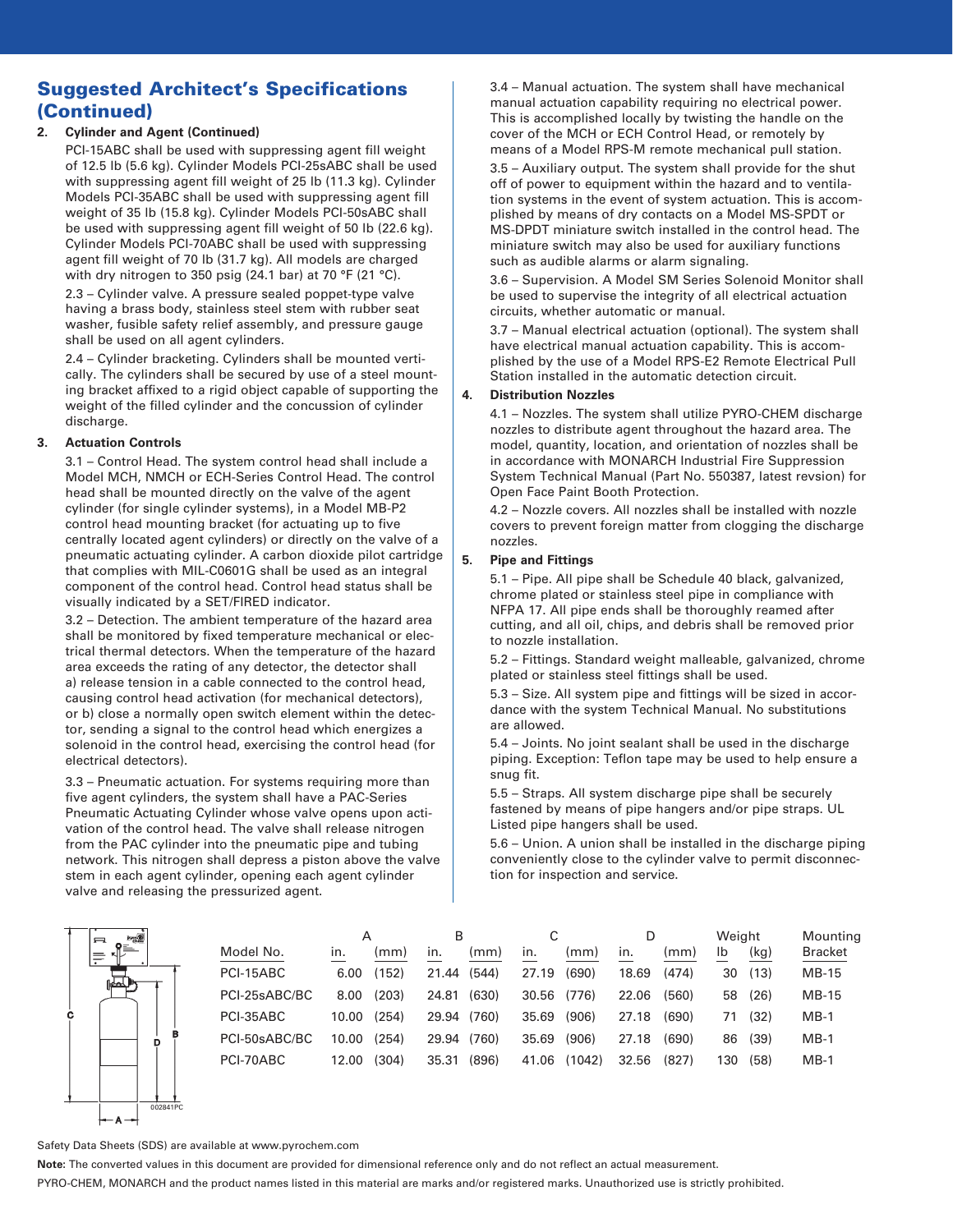## Suggested Architect's Specifications (Continued)

**2. Cylinder and Agent (Continued)**

PCI-15ABC shall be used with suppressing agent fill weight of 12.5 lb (5.6 kg). Cylinder Models PCI-25sABC shall be used with suppressing agent fill weight of 25 lb (11.3 kg). Cylinder Models PCI-35ABC shall be used with suppressing agent fill weight of 35 lb (15.8 kg). Cylinder Models PCI-50sABC shall be used with suppressing agent fill weight of 50 lb (22.6 kg). Cylinder Models PCI-70ABC shall be used with suppressing agent fill weight of 70 lb (31.7 kg). All models are charged with dry nitrogen to 350 psig (24.1 bar) at 70 °F (21 °C).

2.3 – Cylinder valve. A pressure sealed poppet-type valve having a brass body, stainless steel stem with rubber seat washer, fusible safety relief assembly, and pressure gauge shall be used on all agent cylinders.

2.4 – Cylinder bracketing. Cylinders shall be mounted vertically. The cylinders shall be secured by use of a steel mounting bracket affixed to a rigid object capable of supporting the weight of the filled cylinder and the concussion of cylinder discharge.

**3. Actuation Controls**

3.1 – Control Head. The system control head shall include a Model MCH, NMCH or ECH-Series Control Head. The control head shall be mounted directly on the valve of the agent cylinder (for single cylinder systems), in a Model MB-P2 control head mounting bracket (for actuating up to five centrally located agent cylinders) or directly on the valve of a pneumatic actuating cylinder. A carbon dioxide pilot cartridge that complies with MIL-C0601G shall be used as an integral component of the control head. Control head status shall be visually indicated by a SET/FIRED indicator.

3.2 – Detection. The ambient temperature of the hazard area shall be monitored by fixed temperature mechanical or electrical thermal detectors. When the temperature of the hazard area exceeds the rating of any detector, the detector shall a) release tension in a cable connected to the control head, causing control head activation (for mechanical detectors), or b) close a normally open switch element within the detector, sending a signal to the control head which energizes a solenoid in the control head, exercising the control head (for electrical detectors).

3.3 – Pneumatic actuation. For systems requiring more than five agent cylinders, the system shall have a PAC-Series Pneumatic Actuating Cylinder whose valve opens upon activation of the control head. The valve shall release nitrogen from the PAC cylinder into the pneumatic pipe and tubing network. This nitrogen shall depress a piston above the valve stem in each agent cylinder, opening each agent cylinder valve and releasing the pressurized agent.

3.4 – Manual actuation. The system shall have mechanical manual actuation capability requiring no electrical power. This is accomplished locally by twisting the handle on the cover of the MCH or ECH Control Head, or remotely by means of a Model RPS-M remote mechanical pull station.

3.5 – Auxiliary output. The system shall provide for the shut off of power to equipment within the hazard and to ventilation systems in the event of system actuation. This is accomplished by means of dry contacts on a Model MS-SPDT or MS-DPDT miniature switch installed in the control head. The miniature switch may also be used for auxiliary functions such as audible alarms or alarm signaling.

3.6 – Supervision. A Model SM Series Solenoid Monitor shall be used to supervise the integrity of all electrical actuation circuits, whether automatic or manual.

3.7 – Manual electrical actuation (optional). The system shall have electrical manual actuation capability. This is accomplished by the use of a Model RPS-E2 Remote Electrical Pull Station installed in the automatic detection circuit.

**4. Distribution Nozzles**

4.1 – Nozzles. The system shall utilize PYRO-CHEM discharge nozzles to distribute agent throughout the hazard area. The model, quantity, location, and orientation of nozzles shall be in accordance with MONARCH Industrial Fire Suppression System Technical Manual (Part No. 550387, latest revsion) for Open Face Paint Booth Protection.

4.2 – Nozzle covers. All nozzles shall be installed with nozzle covers to prevent foreign matter from clogging the discharge nozzles.

**5. Pipe and Fittings**

5.1 – Pipe. All pipe shall be Schedule 40 black, galvanized, chrome plated or stainless steel pipe in compliance with NFPA 17. All pipe ends shall be thoroughly reamed after cutting, and all oil, chips, and debris shall be removed prior to nozzle installation.

5.2 – Fittings. Standard weight malleable, galvanized, chrome plated or stainless steel fittings shall be used.

5.3 – Size. All system pipe and fittings will be sized in accordance with the system Technical Manual. No substitutions are allowed.

5.4 – Joints. No joint sealant shall be used in the discharge piping. Exception: Teflon tape may be used to help ensure a snug fit.

5.5 – Straps. All system discharge pipe shall be securely fastened by means of pipe hangers and/or pipe straps. UL Listed pipe hangers shall be used.

5.6 – Union. A union shall be installed in the discharge piping conveniently close to the cylinder valve to permit disconnection for inspection and service.

C
B
D
A
002841PC

| | A | | B | | C | | D | | Weight | | Mounting |
|---|---|---|---|---|---|---|---|---|---|---|---|
| Model No. | in. | (mm) | in. | (mm) | in. | (mm) | in. | (mm) | lb | (kg) | Bracket |
| PCI-15ABC | 6.00 | (152) | 21.44 | (544) | 27.19 | (690) | 18.69 | (474) | 30 | (13) | MB-15 |
| PCI-25sABC/BC | 8.00 | (203) | 24.81 | (630) | 30.56 | (776) | 22.06 | (560) | 58 | (26) | MB-15 |
| PCI-35ABC | 10.00 | (254) | 29.94 | (760) | 35.69 | (906) | 27.18 | (690) | 71 | (32) | MB-1 |
| PCI-50sABC/BC | 10.00 | (254) | 29.94 | (760) | 35.69 | (906) | 27.18 | (690) | 86 | (39) | MB-1 |
| PCI-70ABC | 12.00 | (304) | 35.31 | (896) | 41.06 | (1042) | 32.56 | (827) | 130 | (58) | MB-1 |

Safety Data Sheets (SDS) are available at www.pyrochem.com

**Note**: The converted values in this document are provided for dimensional reference only and do not reflect an actual measurement.

PYRO-CHEM, MONARCH and the product names listed in this material are marks and/or registered marks. Unauthorized use is strictly prohibited.